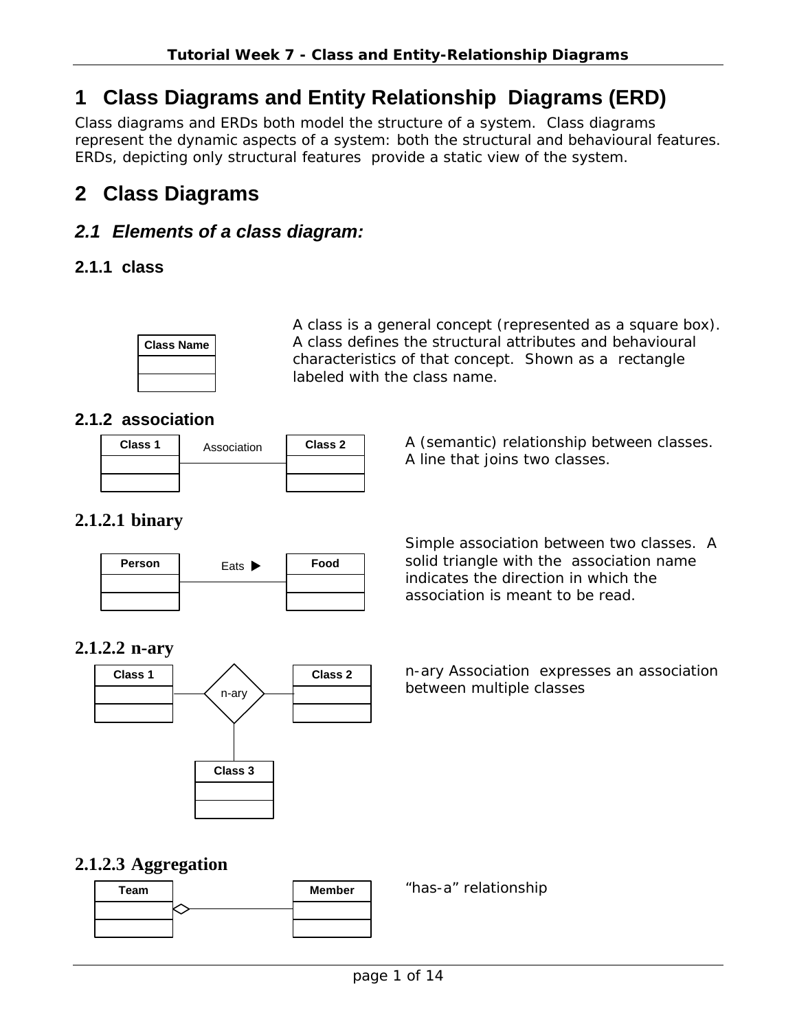# 1 Class Diagrams and Entity Relationship Diagrams (ERD)

Class diagrams and ERDs both model the structure of a system. Class diagrams represent the dynamic aspects of a system: both the structural and behavioural features. ERDs, depicting only structural features provide a static view of the system.

# 2 Class Diagrams

## *2.1 Elements of a class diagram:*

### 2.1.1 class

A class is a general concept (represented as a square box). A class defines the structural attributes and behavioural characteristics of that concept. Shown as a rectangle labeled with the class name.

### 2.1.2 association

A (semantic) relationship between classes. A line that joins two classes.

#### 2.1.2.1 binary

Simple association between two classes. A solid triangle with the association name indicates the direction in which the association is meant to be read.

#### 2.1.2.2 n-ary

n-ary Association expresses an association between multiple classes

#### 2.1.2.3 Aggregation

“has-a” relationship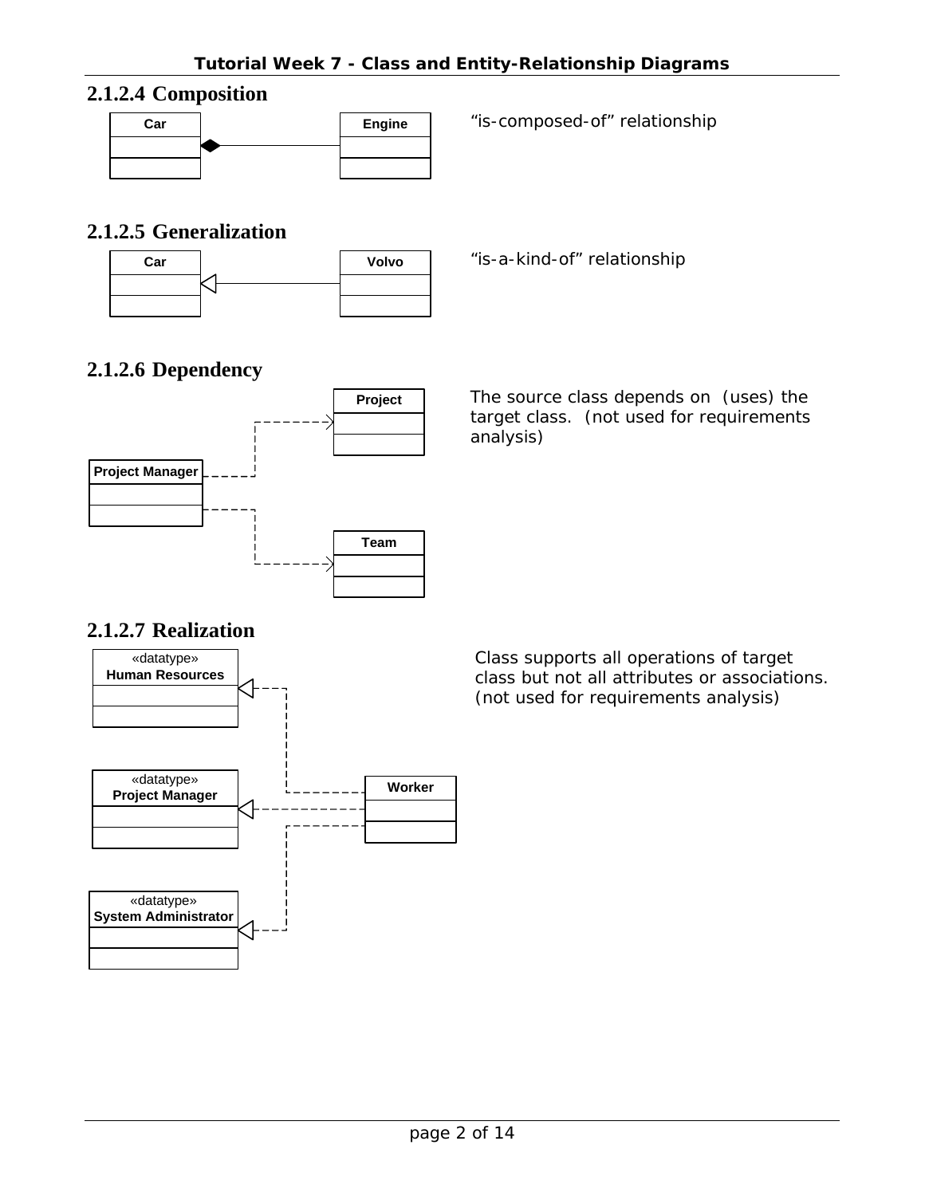### 2.1.2.4 Composition

Car ◆———— Engine

"is-composed-of" relationship

### 2.1.2.5 Generalization

Car ◁———— Volvo

"is-a-kind-of" relationship

### 2.1.2.6 Dependency

Project Manager - - -> Project

Project Manager - - -> Team

The source class depends on (uses) the target class. (not used for requirements analysis)

### 2.1.2.7 Realization

Worker - - -▷ «datatype» Human Resources

Worker - - -▷ «datatype» Project Manager

Worker - - -▷ «datatype» System Administrator

Class supports all operations of target class but not all attributes or associations. (not used for requirements analysis)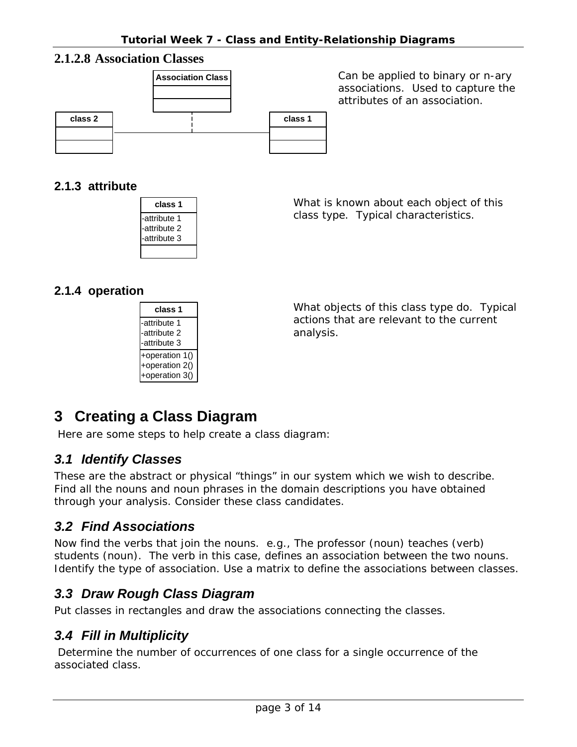### 2.1.2.8 Association Classes

Association Class

class 2

class 1

Can be applied to binary or n-ary associations. Used to capture the attributes of an association.

### 2.1.3 attribute

class 1

-attribute 1
-attribute 2
-attribute 3

What is known about each object of this class type. Typical characteristics.

### 2.1.4 operation

class 1

-attribute 1
-attribute 2
-attribute 3

+operation 1()
+operation 2()
+operation 3()

What objects of this class type do. Typical actions that are relevant to the current analysis.

# 3 Creating a Class Diagram

Here are some steps to help create a class diagram:

## *3.1 Identify Classes*

These are the abstract or physical "things" in our system which we wish to describe. Find all the nouns and noun phrases in the domain descriptions you have obtained through your analysis. Consider these class candidates.

## *3.2 Find Associations*

Now find the verbs that join the nouns. e.g., The professor (noun) teaches (verb) students (noun). The verb in this case, defines an association between the two nouns. Identify the type of association. Use a matrix to define the associations between classes.

## *3.3 Draw Rough Class Diagram*

Put classes in rectangles and draw the associations connecting the classes.

## *3.4 Fill in Multiplicity*

Determine the number of occurrences of one class for a single occurrence of the associated class.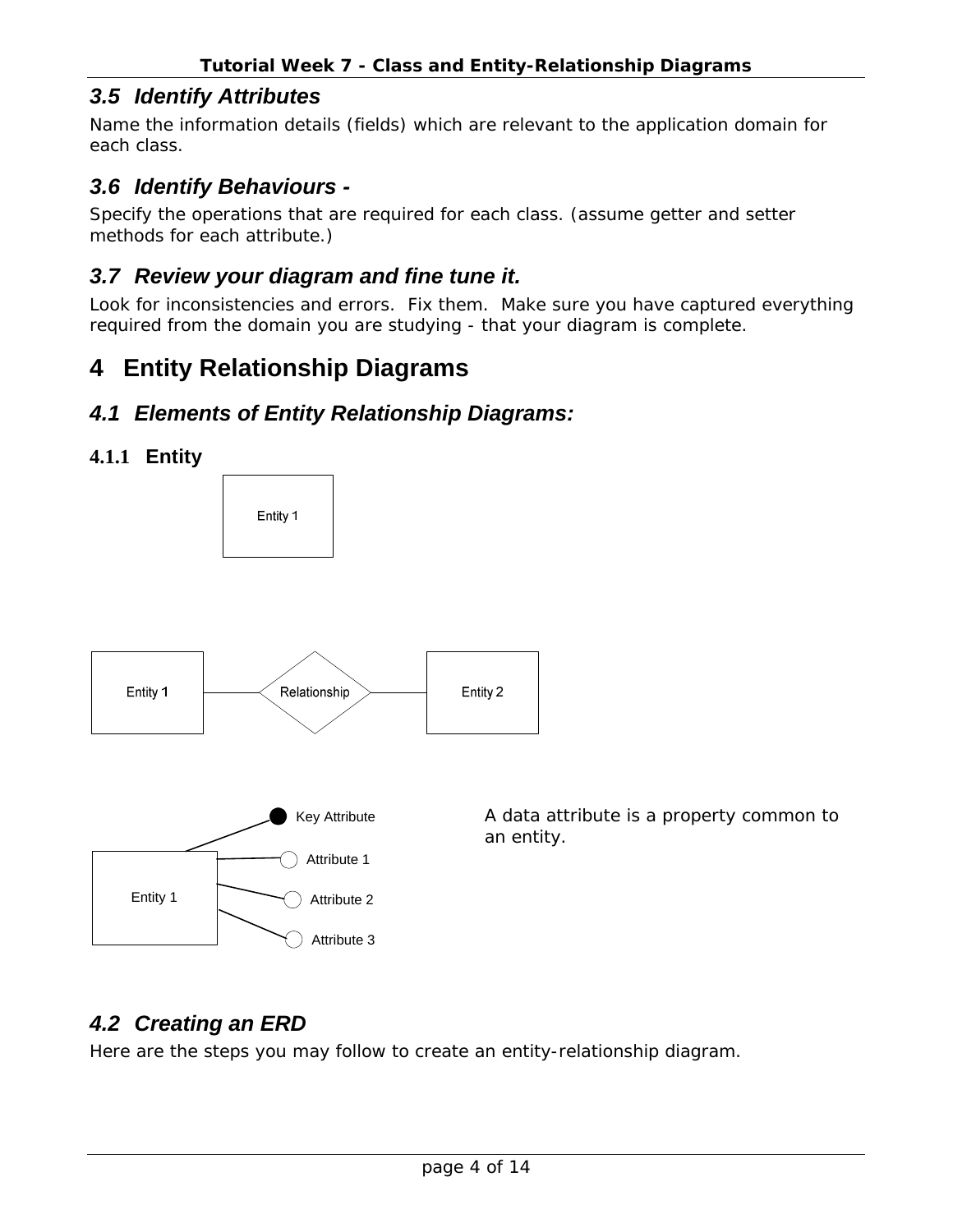### 3.5 Identify Attributes

Name the information details (fields) which are relevant to the application domain for each class.

### 3.6 Identify Behaviours -

Specify the operations that are required for each class. (assume getter and setter methods for each attribute.)

### 3.7 Review your diagram and fine tune it.

Look for inconsistencies and errors. Fix them. Make sure you have captured everything required from the domain you are studying - that your diagram is complete.

# 4 Entity Relationship Diagrams

## 4.1 Elements of Entity Relationship Diagrams:

#### 4.1.1 Entity

Entity 1

Entity 1 — Relationship — Entity 2

Entity 1: Key Attribute, Attribute 1, Attribute 2, Attribute 3

A data attribute is a property common to an entity.

## 4.2 Creating an ERD

Here are the steps you may follow to create an entity-relationship diagram.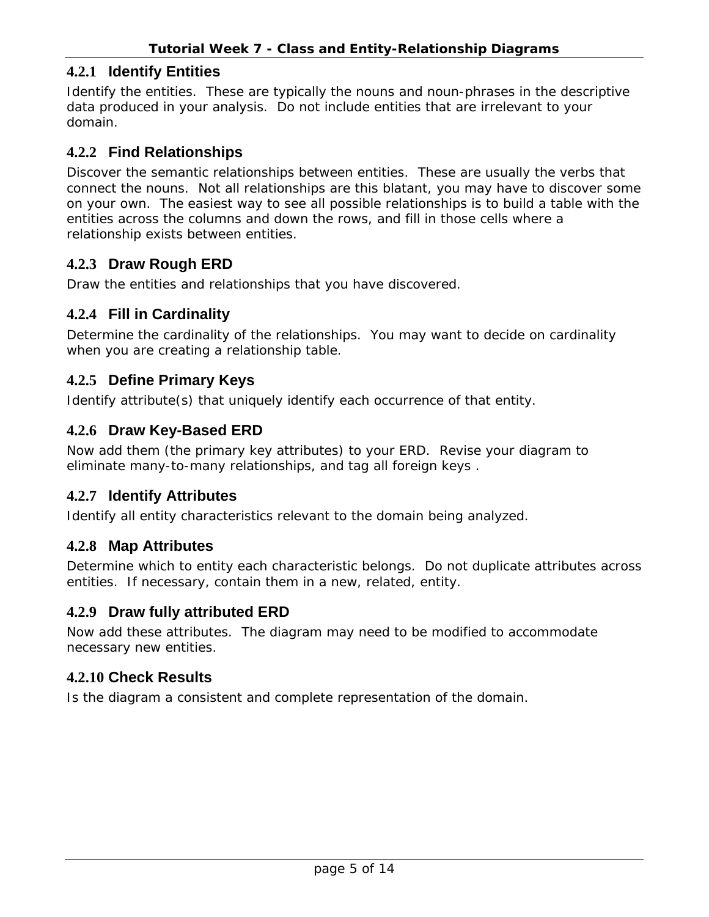### 4.2.1 Identify Entities

Identify the entities. These are typically the nouns and noun-phrases in the descriptive data produced in your analysis. Do not include entities that are irrelevant to your domain.

### 4.2.2 Find Relationships

Discover the semantic relationships between entities. These are usually the verbs that connect the nouns. Not all relationships are this blatant, you may have to discover some on your own. The easiest way to see all possible relationships is to build a table with the entities across the columns and down the rows, and fill in those cells where a relationship exists between entities.

### 4.2.3 Draw Rough ERD

Draw the entities and relationships that you have discovered.

### 4.2.4 Fill in Cardinality

Determine the cardinality of the relationships. You may want to decide on cardinality when you are creating a relationship table.

### 4.2.5 Define Primary Keys

Identify attribute(s) that uniquely identify each occurrence of that entity.

### 4.2.6 Draw Key-Based ERD

Now add them (the primary key attributes) to your ERD. Revise your diagram to eliminate many-to-many relationships, and tag all foreign keys .

### 4.2.7 Identify Attributes

Identify all entity characteristics relevant to the domain being analyzed.

### 4.2.8 Map Attributes

Determine which to entity each characteristic belongs. Do not duplicate attributes across entities. If necessary, contain them in a new, related, entity.

### 4.2.9 Draw fully attributed ERD

Now add these attributes. The diagram may need to be modified to accommodate necessary new entities.

### 4.2.10 Check Results

Is the diagram a consistent and complete representation of the domain.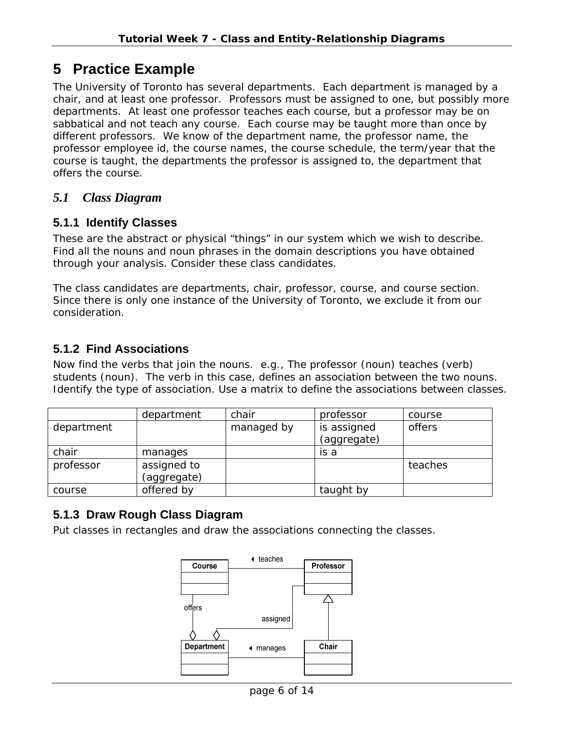# 5 Practice Example

The University of Toronto has several departments. Each department is managed by a chair, and at least one professor. Professors must be assigned to one, but possibly more departments. At least one professor teaches each course, but a professor may be on sabbatical and not teach any course. Each course may be taught more than once by different professors. We know of the department name, the professor name, the professor employee id, the course names, the course schedule, the term/year that the course is taught, the departments the professor is assigned to, the department that offers the course.

## *5.1 Class Diagram*

### 5.1.1 Identify Classes

These are the abstract or physical "things" in our system which we wish to describe. Find all the nouns and noun phrases in the domain descriptions you have obtained through your analysis. Consider these class candidates.

The class candidates are departments, chair, professor, course, and course section. Since there is only one instance of the University of Toronto, we exclude it from our consideration.

### 5.1.2 Find Associations

Now find the verbs that join the nouns. e.g., The professor (noun) teaches (verb) students (noun). The verb in this case, defines an association between the two nouns. Identify the type of association. Use a matrix to define the associations between classes.

| | department | chair | professor | course |
|---|---|---|---|---|
| department | | managed by | is assigned (aggregate) | offers |
| chair | manages | | is a | |
| professor | assigned to (aggregate) | | | teaches |
| course | offered by | | taught by | |

### 5.1.3 Draw Rough Class Diagram

Put classes in rectangles and draw the associations connecting the classes.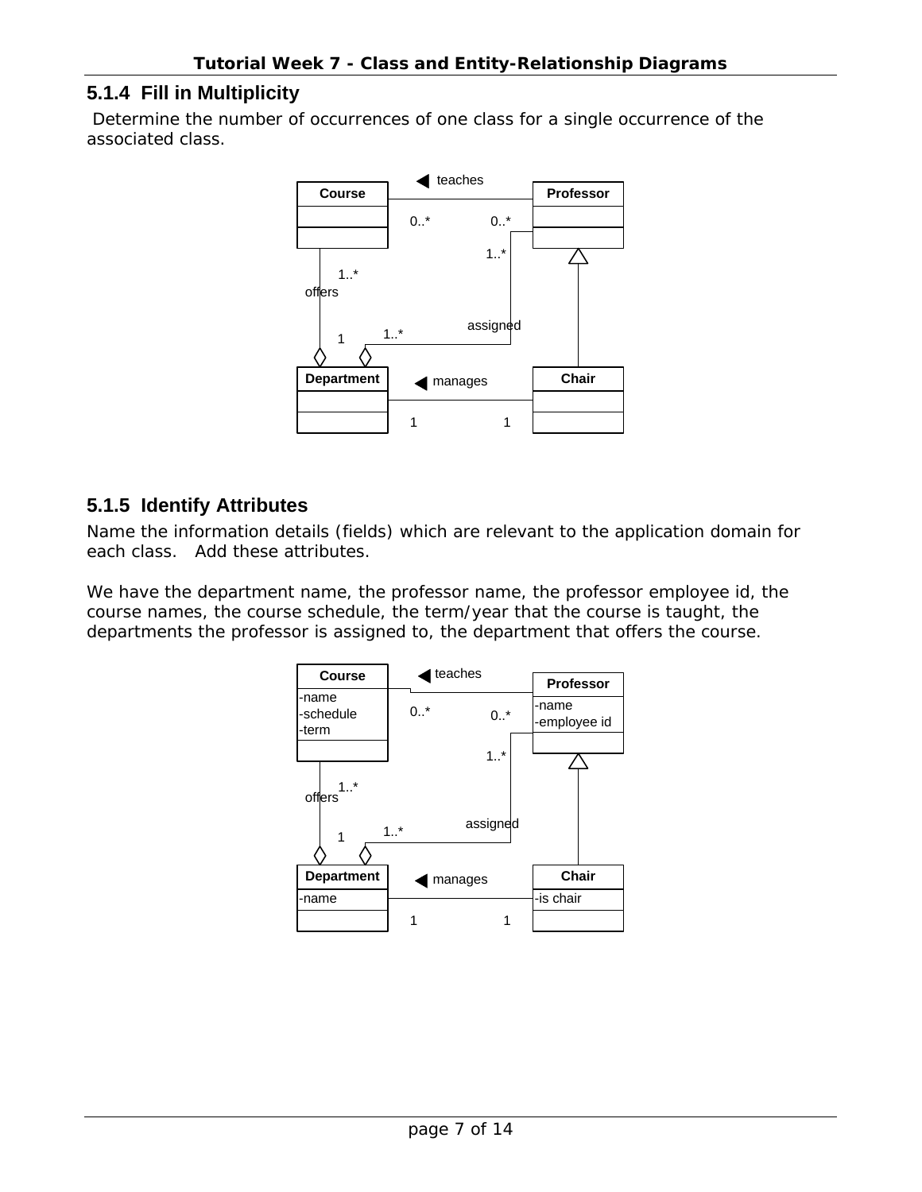### 5.1.4 Fill in Multiplicity

Determine the number of occurrences of one class for a single occurrence of the associated class.

### 5.1.5 Identify Attributes

Name the information details (fields) which are relevant to the application domain for each class. Add these attributes.

We have the department name, the professor name, the professor employee id, the course names, the course schedule, the term/year that the course is taught, the departments the professor is assigned to, the department that offers the course.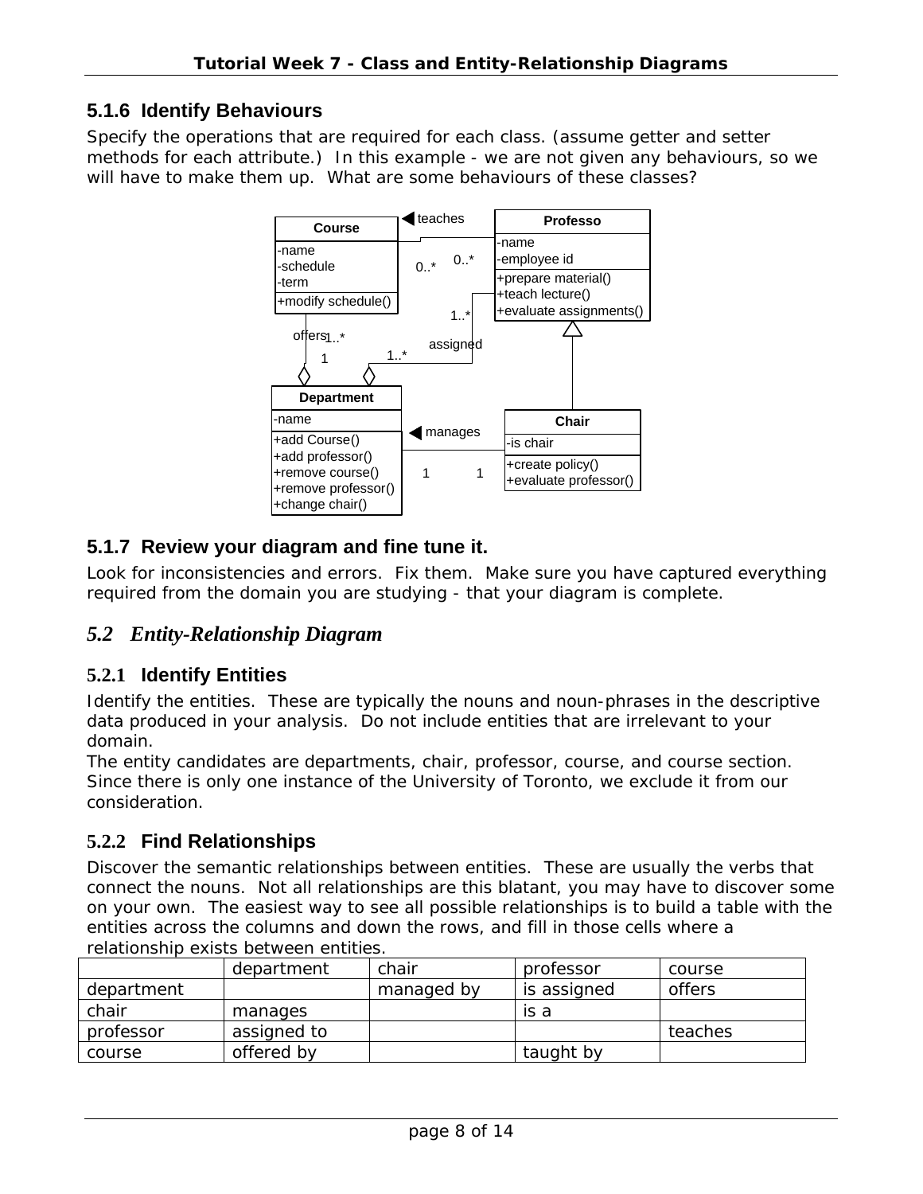### 5.1.6 Identify Behaviours

Specify the operations that are required for each class. (assume getter and setter methods for each attribute.) In this example - we are not given any behaviours, so we will have to make them up. What are some behaviours of these classes?

### 5.1.7 Review your diagram and fine tune it.

Look for inconsistencies and errors. Fix them. Make sure you have captured everything required from the domain you are studying - that your diagram is complete.

## *5.2 Entity-Relationship Diagram*

### 5.2.1 Identify Entities

Identify the entities. These are typically the nouns and noun-phrases in the descriptive data produced in your analysis. Do not include entities that are irrelevant to your domain.

The entity candidates are departments, chair, professor, course, and course section. Since there is only one instance of the University of Toronto, we exclude it from our consideration.

### 5.2.2 Find Relationships

Discover the semantic relationships between entities. These are usually the verbs that connect the nouns. Not all relationships are this blatant, you may have to discover some on your own. The easiest way to see all possible relationships is to build a table with the entities across the columns and down the rows, and fill in those cells where a relationship exists between entities.

| | department | chair | professor | course |
|---|---|---|---|---|
| department | | managed by | is assigned | offers |
| chair | manages | | is a | |
| professor | assigned to | | | teaches |
| course | offered by | | taught by | |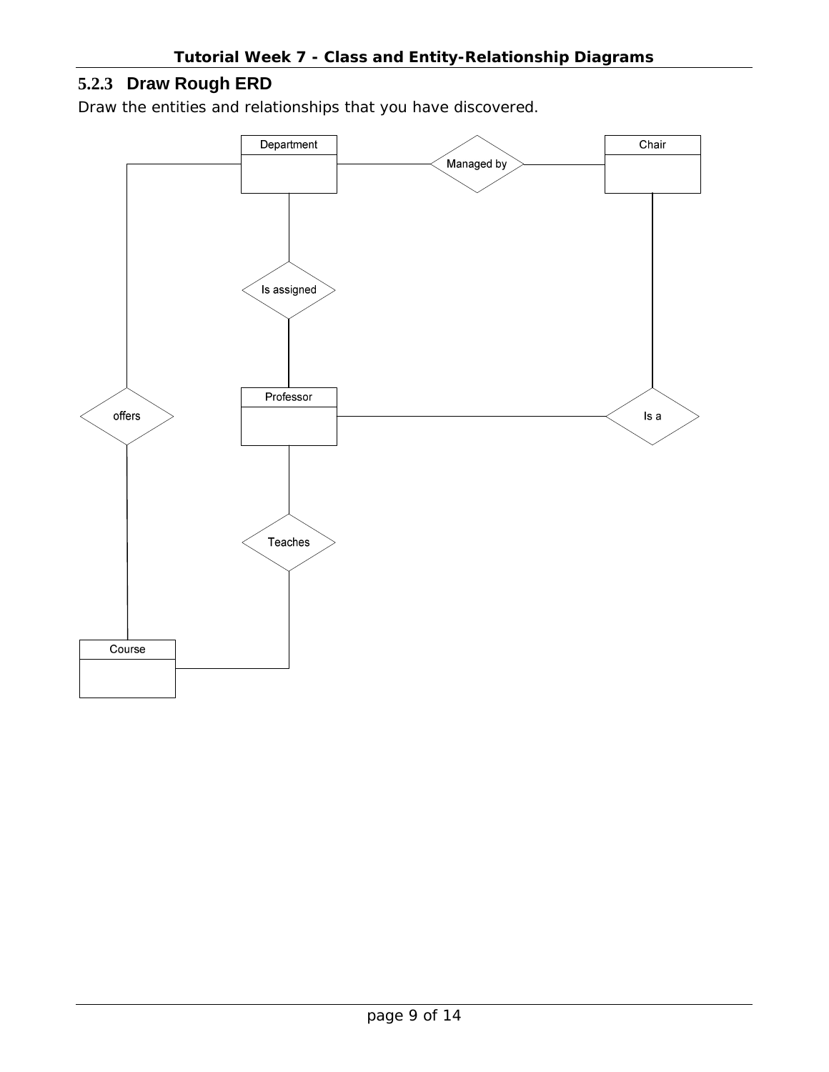### 5.2.3 Draw Rough ERD

Draw the entities and relationships that you have discovered.

Department

Managed by

Chair

Is assigned

offers

Professor

Is a

Teaches

Course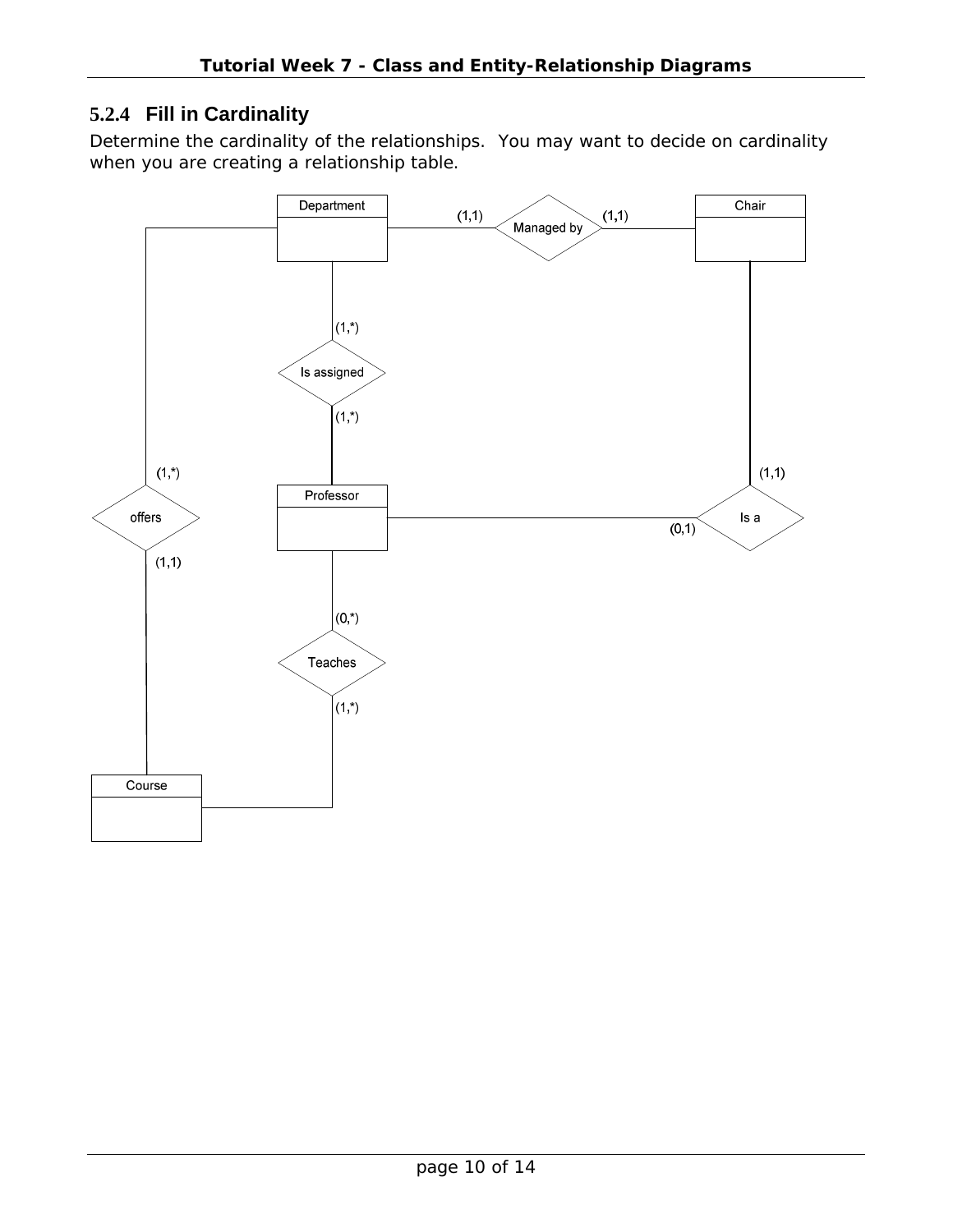### 5.2.4 Fill in Cardinality

Determine the cardinality of the relationships. You may want to decide on cardinality when you are creating a relationship table.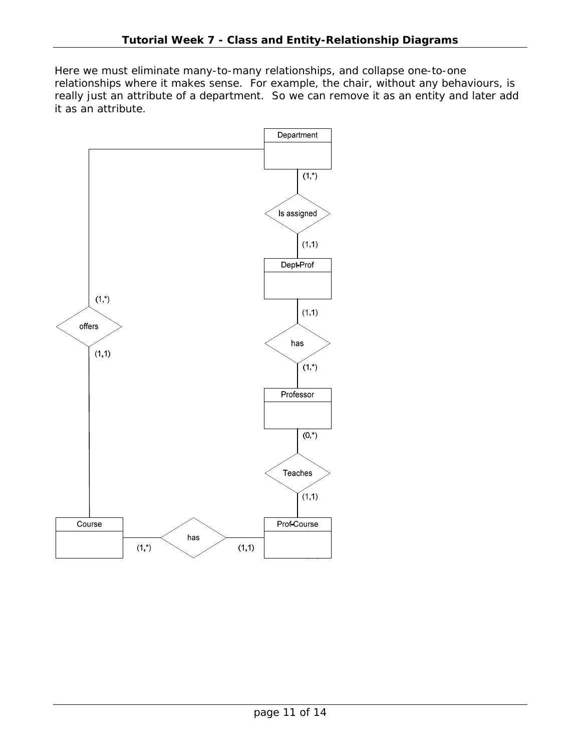Here we must eliminate many-to-many relationships, and collapse one-to-one relationships where it makes sense. For example, the chair, without any behaviours, is really just an attribute of a department. So we can remove it as an entity and later add it as an attribute.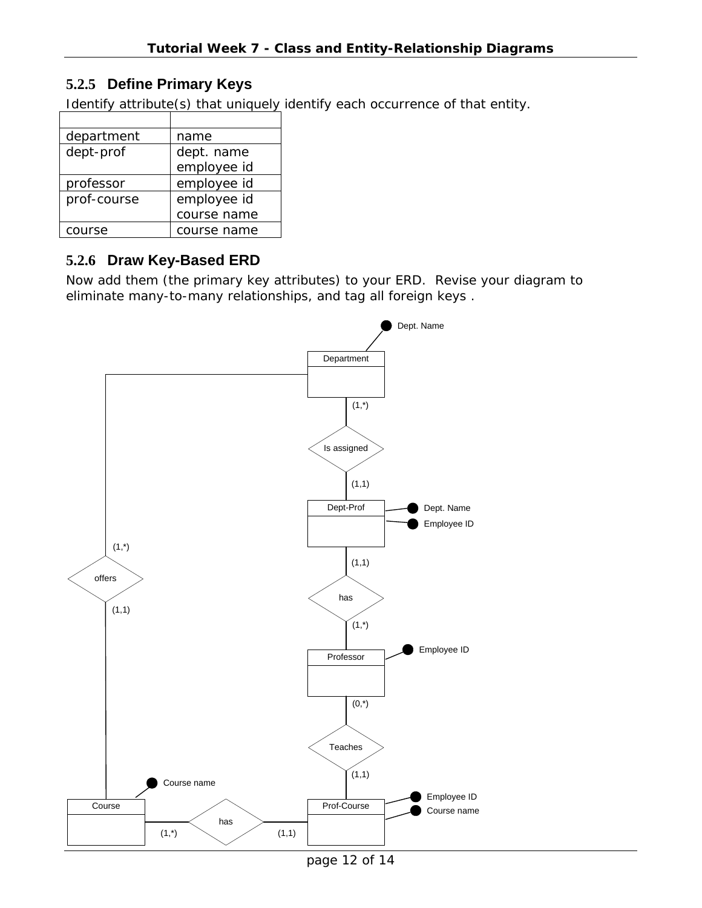### 5.2.5 Define Primary Keys

Identify attribute(s) that uniquely identify each occurrence of that entity.

| | |
|---|---|
| department | name |
| dept-prof | dept. name<br>employee id |
| professor | employee id |
| prof-course | employee id<br>course name |
| course | course name |

### 5.2.6 Draw Key-Based ERD

Now add them (the primary key attributes) to your ERD. Revise your diagram to eliminate many-to-many relationships, and tag all foreign keys .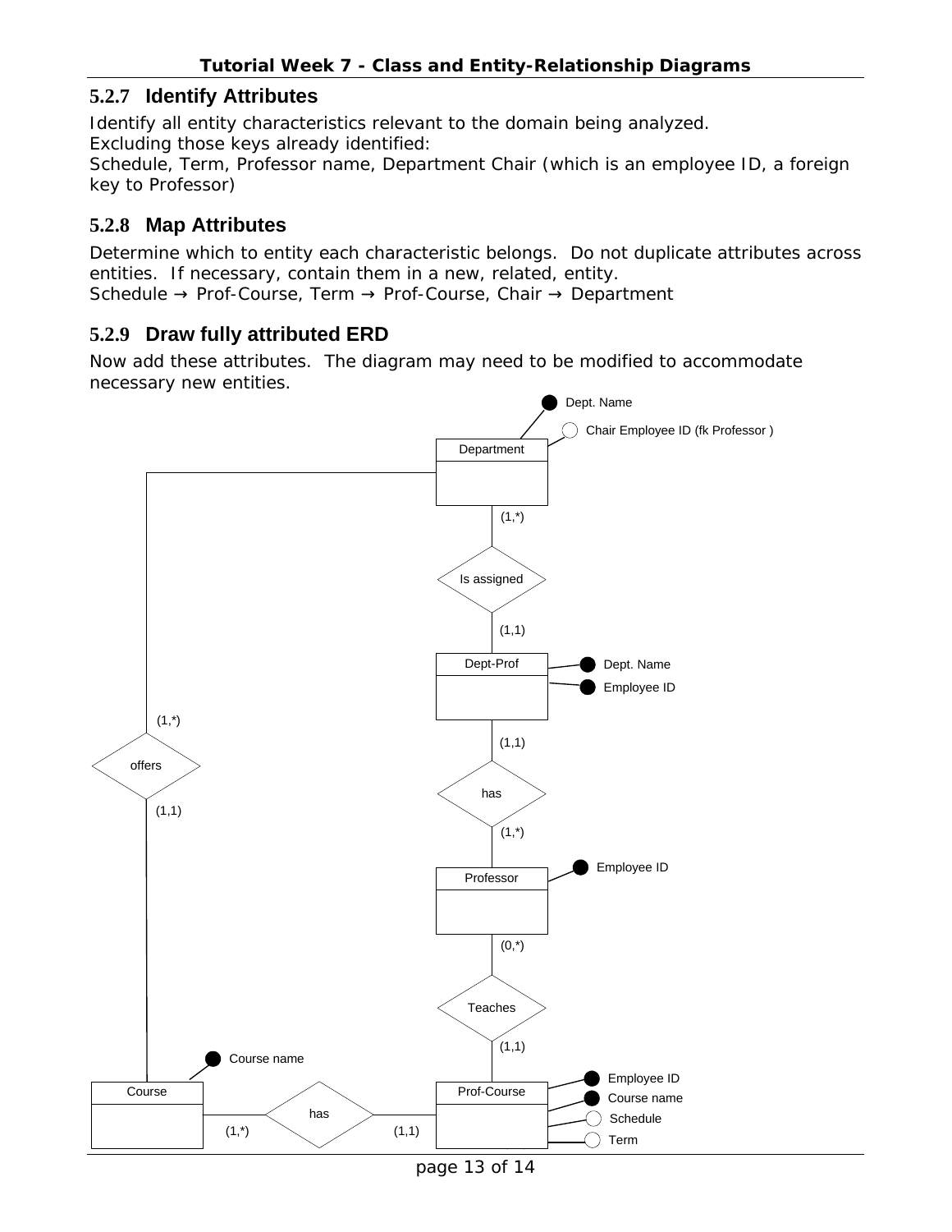### 5.2.7 Identify Attributes

Identify all entity characteristics relevant to the domain being analyzed.
Excluding those keys already identified:
Schedule, Term, Professor name, Department Chair (which is an employee ID, a foreign key to Professor)

### 5.2.8 Map Attributes

Determine which to entity each characteristic belongs. Do not duplicate attributes across entities. If necessary, contain them in a new, related, entity.
Schedule → Prof-Course, Term → Prof-Course, Chair → Department

### 5.2.9 Draw fully attributed ERD

Now add these attributes. The diagram may need to be modified to accommodate necessary new entities.

Dept. Name
Chair Employee ID (fk Professor )
Department
(1,*)
Is assigned
(1,1)
Dept-Prof
Dept. Name
Employee ID
(1,*)
offers
(1,1)
(1,1)
has
(1,*)
Professor
Employee ID
(0,*)
Teaches
(1,1)
Course name
Course
has
(1,*)
(1,1)
Prof-Course
Employee ID
Course name
Schedule
Term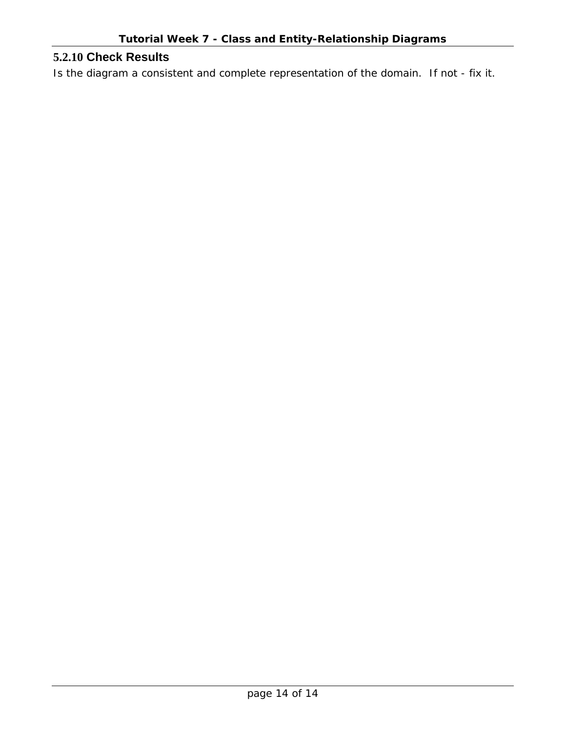### 5.2.10 Check Results

Is the diagram a consistent and complete representation of the domain.  If not - fix it.